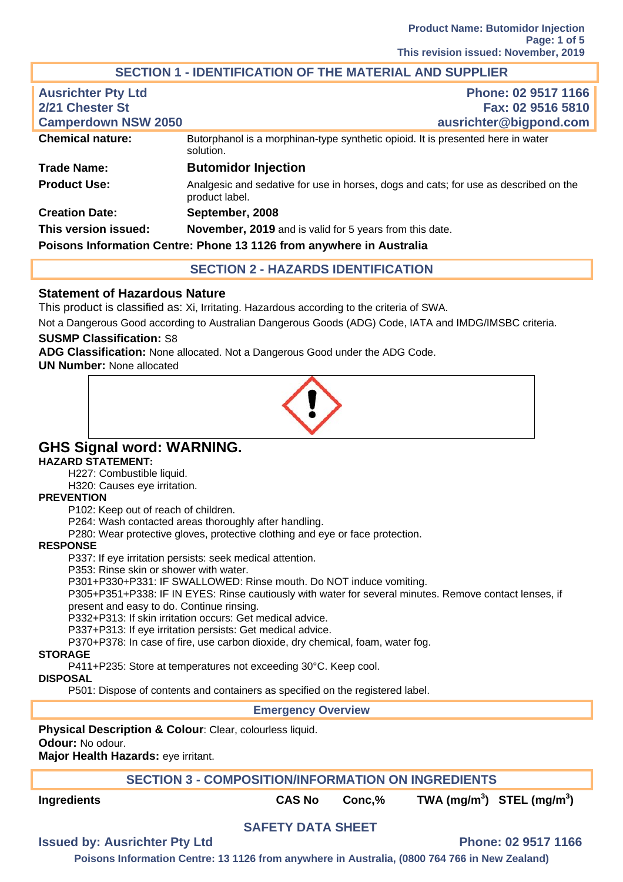## SECTION 1 - IDENTIFICATION OF THE MATERIAL AND SUPPLIER

**Ausrichter Pty Ltd**
**2/21 Chester St**
**Camperdown NSW 2050**

**Phone: 02 9517 1166**
**Fax: 02 9516 5810**
**ausrichter@bigpond.com**

| | |
|---|---|
| **Chemical nature:** | Butorphanol is a morphinan-type synthetic opioid. It is presented here in water solution. |
| **Trade Name:** | **Butomidor Injection** |
| **Product Use:** | Analgesic and sedative for use in horses, dogs and cats; for use as described on the product label. |
| **Creation Date:** | **September, 2008** |
| **This version issued:** | **November, 2019** and is valid for 5 years from this date. |

**Poisons Information Centre: Phone 13 1126 from anywhere in Australia**

## SECTION 2 - HAZARDS IDENTIFICATION

### Statement of Hazardous Nature

This product is classified as: Xi, Irritating. Hazardous according to the criteria of SWA.

Not a Dangerous Good according to Australian Dangerous Goods (ADG) Code, IATA and IMDG/IMSBC criteria.

**SUSMP Classification:** S8

**ADG Classification:** None allocated. Not a Dangerous Good under the ADG Code.

**UN Number:** None allocated

## GHS Signal word: WARNING.

**HAZARD STATEMENT:**

H227: Combustible liquid.
H320: Causes eye irritation.

**PREVENTION**

P102: Keep out of reach of children.
P264: Wash contacted areas thoroughly after handling.
P280: Wear protective gloves, protective clothing and eye or face protection.

**RESPONSE**

P337: If eye irritation persists: seek medical attention.
P353: Rinse skin or shower with water.
P301+P330+P331: IF SWALLOWED: Rinse mouth. Do NOT induce vomiting.
P305+P351+P338: IF IN EYES: Rinse cautiously with water for several minutes. Remove contact lenses, if present and easy to do. Continue rinsing.
P332+P313: If skin irritation occurs: Get medical advice.
P337+P313: If eye irritation persists: Get medical advice.
P370+P378: In case of fire, use carbon dioxide, dry chemical, foam, water fog.

**STORAGE**

P411+P235: Store at temperatures not exceeding 30°C. Keep cool.

**DISPOSAL**

P501: Dispose of contents and containers as specified on the registered label.

### Emergency Overview

**Physical Description & Colour**: Clear, colourless liquid.
**Odour:** No odour.
**Major Health Hazards:** eye irritant.

## SECTION 3 - COMPOSITION/INFORMATION ON INGREDIENTS

| Ingredients | CAS No | Conc,% | TWA ($mg/m^3$) | STEL ($mg/m^3$) |
|---|---|---|---|---|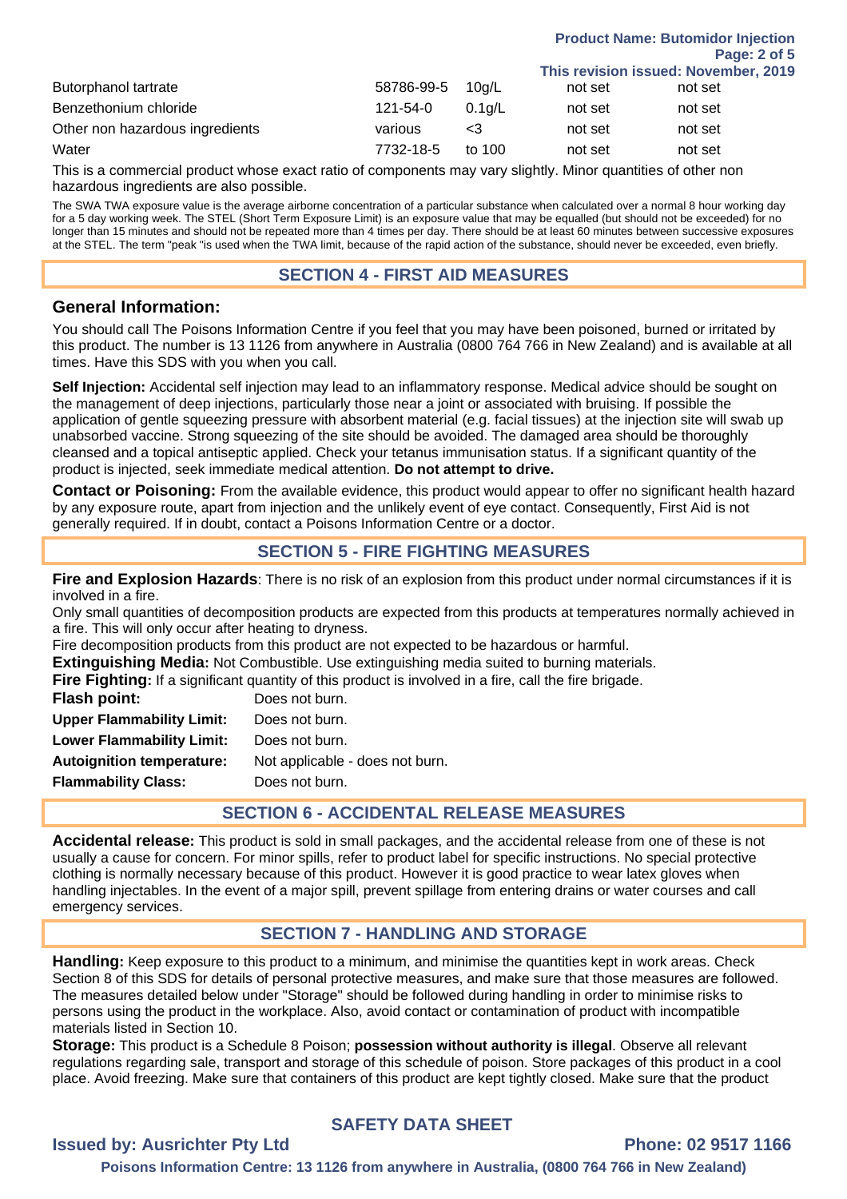| | | | | |
|---|---|---|---|---|
| Butorphanol tartrate | 58786-99-5 | 10g/L | not set | not set |
| Benzethonium chloride | 121-54-0 | 0.1g/L | not set | not set |
| Other non hazardous ingredients | various | <3 | not set | not set |
| Water | 7732-18-5 | to 100 | not set | not set |

This is a commercial product whose exact ratio of components may vary slightly. Minor quantities of other non hazardous ingredients are also possible.

The SWA TWA exposure value is the average airborne concentration of a particular substance when calculated over a normal 8 hour working day for a 5 day working week. The STEL (Short Term Exposure Limit) is an exposure value that may be equalled (but should not be exceeded) for no longer than 15 minutes and should not be repeated more than 4 times per day. There should be at least 60 minutes between successive exposures at the STEL. The term "peak "is used when the TWA limit, because of the rapid action of the substance, should never be exceeded, even briefly.

## SECTION 4 - FIRST AID MEASURES

### General Information:

You should call The Poisons Information Centre if you feel that you may have been poisoned, burned or irritated by this product. The number is 13 1126 from anywhere in Australia (0800 764 766 in New Zealand) and is available at all times. Have this SDS with you when you call.

**Self Injection:** Accidental self injection may lead to an inflammatory response. Medical advice should be sought on the management of deep injections, particularly those near a joint or associated with bruising. If possible the application of gentle squeezing pressure with absorbent material (e.g. facial tissues) at the injection site will swab up unabsorbed vaccine. Strong squeezing of the site should be avoided. The damaged area should be thoroughly cleansed and a topical antiseptic applied. Check your tetanus immunisation status. If a significant quantity of the product is injected, seek immediate medical attention. **Do not attempt to drive.**

**Contact or Poisoning:** From the available evidence, this product would appear to offer no significant health hazard by any exposure route, apart from injection and the unlikely event of eye contact. Consequently, First Aid is not generally required. If in doubt, contact a Poisons Information Centre or a doctor.

## SECTION 5 - FIRE FIGHTING MEASURES

**Fire and Explosion Hazards**: There is no risk of an explosion from this product under normal circumstances if it is involved in a fire.

Only small quantities of decomposition products are expected from this products at temperatures normally achieved in a fire. This will only occur after heating to dryness.

Fire decomposition products from this product are not expected to be hazardous or harmful.

**Extinguishing Media:** Not Combustible. Use extinguishing media suited to burning materials.

**Fire Fighting:** If a significant quantity of this product is involved in a fire, call the fire brigade.

| | |
|---|---|
| **Flash point:** | Does not burn. |
| **Upper Flammability Limit:** | Does not burn. |
| **Lower Flammability Limit:** | Does not burn. |
| **Autoignition temperature:** | Not applicable - does not burn. |
| **Flammability Class:** | Does not burn. |

## SECTION 6 - ACCIDENTAL RELEASE MEASURES

**Accidental release:** This product is sold in small packages, and the accidental release from one of these is not usually a cause for concern. For minor spills, refer to product label for specific instructions. No special protective clothing is normally necessary because of this product. However it is good practice to wear latex gloves when handling injectables. In the event of a major spill, prevent spillage from entering drains or water courses and call emergency services.

## SECTION 7 - HANDLING AND STORAGE

**Handling:** Keep exposure to this product to a minimum, and minimise the quantities kept in work areas. Check Section 8 of this SDS for details of personal protective measures, and make sure that those measures are followed. The measures detailed below under "Storage" should be followed during handling in order to minimise risks to persons using the product in the workplace. Also, avoid contact or contamination of product with incompatible materials listed in Section 10.

**Storage:** This product is a Schedule 8 Poison; **possession without authority is illegal**. Observe all relevant regulations regarding sale, transport and storage of this schedule of poison. Store packages of this product in a cool place. Avoid freezing. Make sure that containers of this product are kept tightly closed. Make sure that the product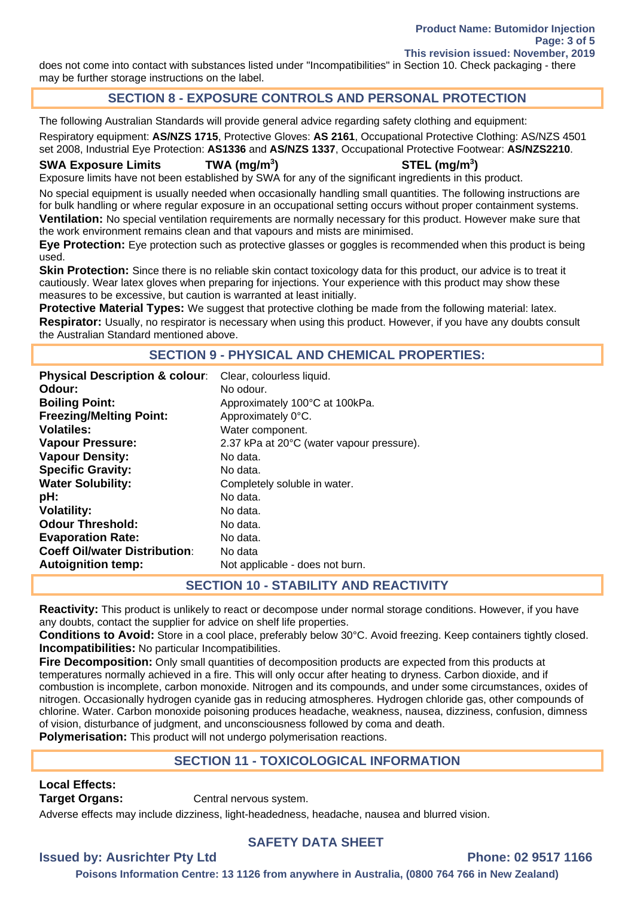does not come into contact with substances listed under "Incompatibilities" in Section 10. Check packaging - there may be further storage instructions on the label.

## SECTION 8 - EXPOSURE CONTROLS AND PERSONAL PROTECTION

The following Australian Standards will provide general advice regarding safety clothing and equipment:

Respiratory equipment: **AS/NZS 1715**, Protective Gloves: **AS 2161**, Occupational Protective Clothing: AS/NZS 4501 set 2008, Industrial Eye Protection: **AS1336** and **AS/NZS 1337**, Occupational Protective Footwear: **AS/NZS2210**.

| SWA Exposure Limits | TWA (mg/m$^3$) | STEL (mg/m$^3$) |
|---|---|---|

Exposure limits have not been established by SWA for any of the significant ingredients in this product.

No special equipment is usually needed when occasionally handling small quantities. The following instructions are for bulk handling or where regular exposure in an occupational setting occurs without proper containment systems.

**Ventilation:** No special ventilation requirements are normally necessary for this product. However make sure that the work environment remains clean and that vapours and mists are minimised.

**Eye Protection:** Eye protection such as protective glasses or goggles is recommended when this product is being used.

**Skin Protection:** Since there is no reliable skin contact toxicology data for this product, our advice is to treat it cautiously. Wear latex gloves when preparing for injections. Your experience with this product may show these measures to be excessive, but caution is warranted at least initially.

**Protective Material Types:** We suggest that protective clothing be made from the following material: latex.

**Respirator:** Usually, no respirator is necessary when using this product. However, if you have any doubts consult the Australian Standard mentioned above.

## SECTION 9 - PHYSICAL AND CHEMICAL PROPERTIES:

| | |
|---|---|
| **Physical Description & colour**: | Clear, colourless liquid. |
| **Odour:** | No odour. |
| **Boiling Point:** | Approximately 100°C at 100kPa. |
| **Freezing/Melting Point:** | Approximately 0°C. |
| **Volatiles:** | Water component. |
| **Vapour Pressure:** | 2.37 kPa at 20°C (water vapour pressure). |
| **Vapour Density:** | No data. |
| **Specific Gravity:** | No data. |
| **Water Solubility:** | Completely soluble in water. |
| **pH:** | No data. |
| **Volatility:** | No data. |
| **Odour Threshold:** | No data. |
| **Evaporation Rate:** | No data. |
| **Coeff Oil/water Distribution**: | No data |
| **Autoignition temp:** | Not applicable - does not burn. |

## SECTION 10 - STABILITY AND REACTIVITY

**Reactivity:** This product is unlikely to react or decompose under normal storage conditions. However, if you have any doubts, contact the supplier for advice on shelf life properties.

**Conditions to Avoid:** Store in a cool place, preferably below 30°C. Avoid freezing. Keep containers tightly closed.

**Incompatibilities:** No particular Incompatibilities.

**Fire Decomposition:** Only small quantities of decomposition products are expected from this products at temperatures normally achieved in a fire. This will only occur after heating to dryness. Carbon dioxide, and if combustion is incomplete, carbon monoxide. Nitrogen and its compounds, and under some circumstances, oxides of nitrogen. Occasionally hydrogen cyanide gas in reducing atmospheres. Hydrogen chloride gas, other compounds of chlorine. Water. Carbon monoxide poisoning produces headache, weakness, nausea, dizziness, confusion, dimness of vision, disturbance of judgment, and unconsciousness followed by coma and death.

**Polymerisation:** This product will not undergo polymerisation reactions.

## SECTION 11 - TOXICOLOGICAL INFORMATION

**Local Effects:**

**Target Organs:** Central nervous system.

Adverse effects may include dizziness, light-headedness, headache, nausea and blurred vision.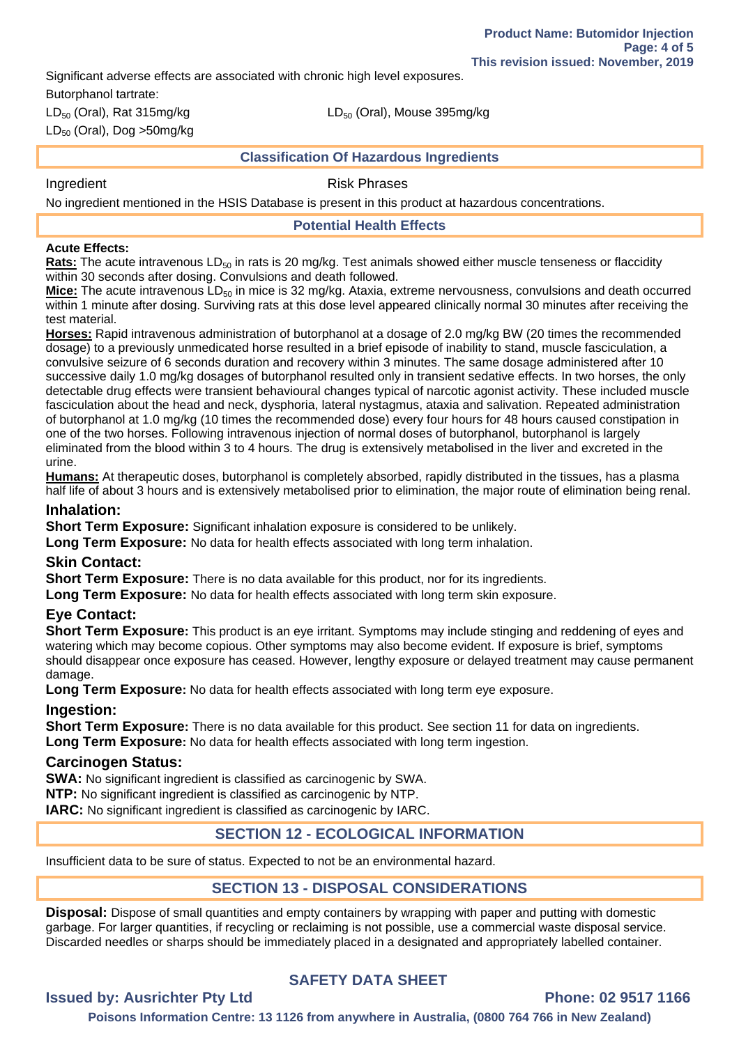Significant adverse effects are associated with chronic high level exposures.

Butorphanol tartrate:

$LD_{50}$ (Oral), Rat 315mg/kg

$LD_{50}$ (Oral), Mouse 395mg/kg

$LD_{50}$ (Oral), Dog >50mg/kg

## Classification Of Hazardous Ingredients

| Ingredient | Risk Phrases |
| --- | --- |

No ingredient mentioned in the HSIS Database is present in this product at hazardous concentrations.

## Potential Health Effects

**Acute Effects:**

**Rats:** The acute intravenous $LD_{50}$ in rats is 20 mg/kg. Test animals showed either muscle tenseness or flaccidity within 30 seconds after dosing. Convulsions and death followed.

**Mice:** The acute intravenous $LD_{50}$ in mice is 32 mg/kg. Ataxia, extreme nervousness, convulsions and death occurred within 1 minute after dosing. Surviving rats at this dose level appeared clinically normal 30 minutes after receiving the test material.

**Horses:** Rapid intravenous administration of butorphanol at a dosage of 2.0 mg/kg BW (20 times the recommended dosage) to a previously unmedicated horse resulted in a brief episode of inability to stand, muscle fasciculation, a convulsive seizure of 6 seconds duration and recovery within 3 minutes. The same dosage administered after 10 successive daily 1.0 mg/kg dosages of butorphanol resulted only in transient sedative effects. In two horses, the only detectable drug effects were transient behavioural changes typical of narcotic agonist activity. These included muscle fasciculation about the head and neck, dysphoria, lateral nystagmus, ataxia and salivation. Repeated administration of butorphanol at 1.0 mg/kg (10 times the recommended dose) every four hours for 48 hours caused constipation in one of the two horses. Following intravenous injection of normal doses of butorphanol, butorphanol is largely eliminated from the blood within 3 to 4 hours. The drug is extensively metabolised in the liver and excreted in the urine.

**Humans:** At therapeutic doses, butorphanol is completely absorbed, rapidly distributed in the tissues, has a plasma half life of about 3 hours and is extensively metabolised prior to elimination, the major route of elimination being renal.

### Inhalation:

**Short Term Exposure:** Significant inhalation exposure is considered to be unlikely.

**Long Term Exposure:** No data for health effects associated with long term inhalation.

### Skin Contact:

**Short Term Exposure:** There is no data available for this product, nor for its ingredients.

**Long Term Exposure:** No data for health effects associated with long term skin exposure.

### Eye Contact:

**Short Term Exposure:** This product is an eye irritant. Symptoms may include stinging and reddening of eyes and watering which may become copious. Other symptoms may also become evident. If exposure is brief, symptoms should disappear once exposure has ceased. However, lengthy exposure or delayed treatment may cause permanent damage.

**Long Term Exposure:** No data for health effects associated with long term eye exposure.

### Ingestion:

**Short Term Exposure:** There is no data available for this product. See section 11 for data on ingredients.

**Long Term Exposure:** No data for health effects associated with long term ingestion.

### Carcinogen Status:

**SWA:** No significant ingredient is classified as carcinogenic by SWA.

**NTP:** No significant ingredient is classified as carcinogenic by NTP.

**IARC:** No significant ingredient is classified as carcinogenic by IARC.

## SECTION 12 - ECOLOGICAL INFORMATION

Insufficient data to be sure of status. Expected to not be an environmental hazard.

## SECTION 13 - DISPOSAL CONSIDERATIONS

**Disposal:** Dispose of small quantities and empty containers by wrapping with paper and putting with domestic garbage. For larger quantities, if recycling or reclaiming is not possible, use a commercial waste disposal service. Discarded needles or sharps should be immediately placed in a designated and appropriately labelled container.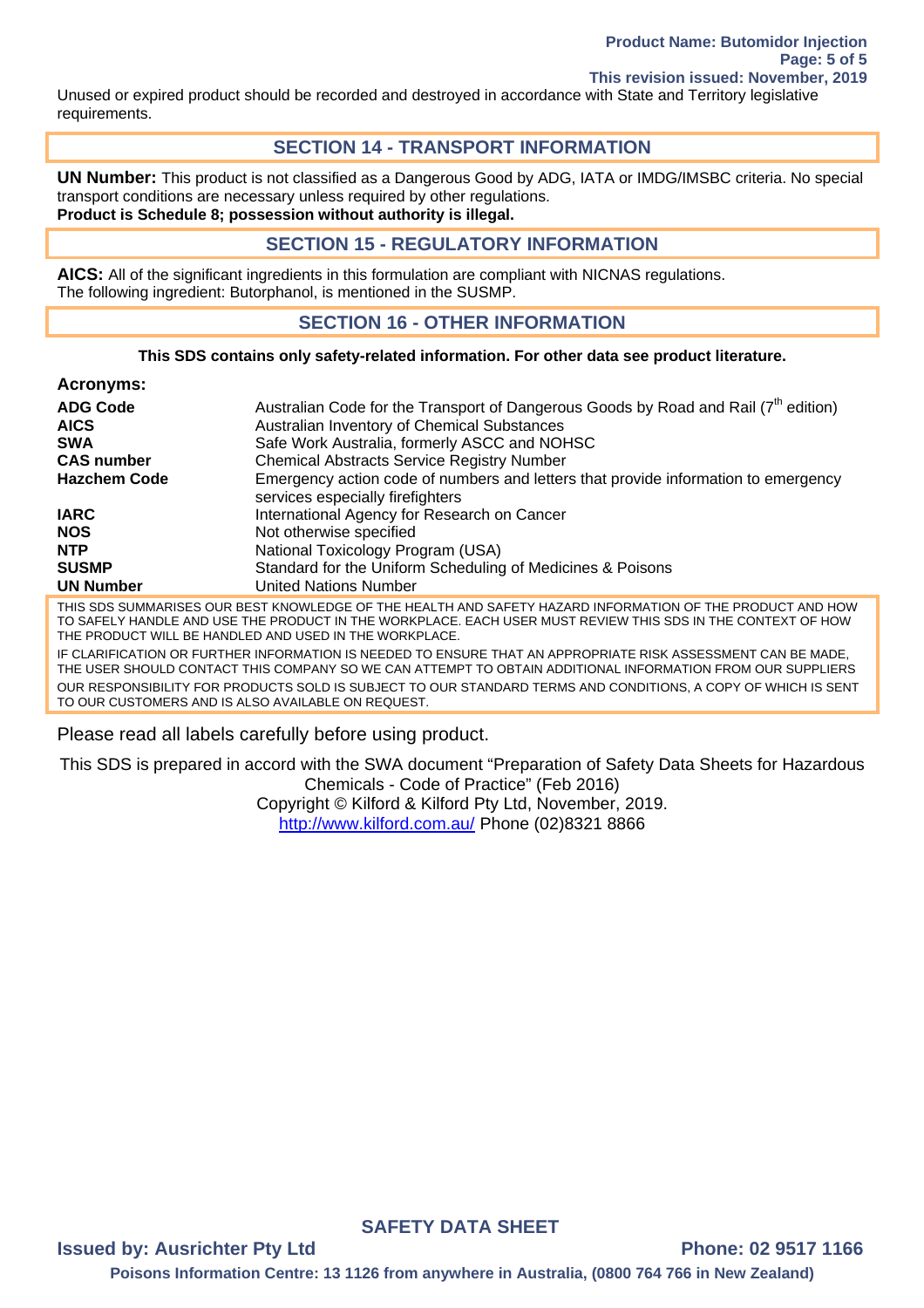Unused or expired product should be recorded and destroyed in accordance with State and Territory legislative requirements.

## SECTION 14 - TRANSPORT INFORMATION

**UN Number:** This product is not classified as a Dangerous Good by ADG, IATA or IMDG/IMSBC criteria. No special transport conditions are necessary unless required by other regulations.
**Product is Schedule 8; possession without authority is illegal.**

## SECTION 15 - REGULATORY INFORMATION

**AICS:** All of the significant ingredients in this formulation are compliant with NICNAS regulations.
The following ingredient: Butorphanol, is mentioned in the SUSMP.

## SECTION 16 - OTHER INFORMATION

**This SDS contains only safety-related information. For other data see product literature.**

**Acronyms:**

| | |
|---|---|
| **ADG Code** | Australian Code for the Transport of Dangerous Goods by Road and Rail (7th edition) |
| **AICS** | Australian Inventory of Chemical Substances |
| **SWA** | Safe Work Australia, formerly ASCC and NOHSC |
| **CAS number** | Chemical Abstracts Service Registry Number |
| **Hazchem Code** | Emergency action code of numbers and letters that provide information to emergency services especially firefighters |
| **IARC** | International Agency for Research on Cancer |
| **NOS** | Not otherwise specified |
| **NTP** | National Toxicology Program (USA) |
| **SUSMP** | Standard for the Uniform Scheduling of Medicines & Poisons |
| **UN Number** | United Nations Number |

THIS SDS SUMMARISES OUR BEST KNOWLEDGE OF THE HEALTH AND SAFETY HAZARD INFORMATION OF THE PRODUCT AND HOW TO SAFELY HANDLE AND USE THE PRODUCT IN THE WORKPLACE. EACH USER MUST REVIEW THIS SDS IN THE CONTEXT OF HOW THE PRODUCT WILL BE HANDLED AND USED IN THE WORKPLACE.

IF CLARIFICATION OR FURTHER INFORMATION IS NEEDED TO ENSURE THAT AN APPROPRIATE RISK ASSESSMENT CAN BE MADE, THE USER SHOULD CONTACT THIS COMPANY SO WE CAN ATTEMPT TO OBTAIN ADDITIONAL INFORMATION FROM OUR SUPPLIERS

OUR RESPONSIBILITY FOR PRODUCTS SOLD IS SUBJECT TO OUR STANDARD TERMS AND CONDITIONS, A COPY OF WHICH IS SENT TO OUR CUSTOMERS AND IS ALSO AVAILABLE ON REQUEST.

Please read all labels carefully before using product.

This SDS is prepared in accord with the SWA document "Preparation of Safety Data Sheets for Hazardous Chemicals - Code of Practice" (Feb 2016)
Copyright © Kilford & Kilford Pty Ltd, November, 2019.
http://www.kilford.com.au/ Phone (02)8321 8866